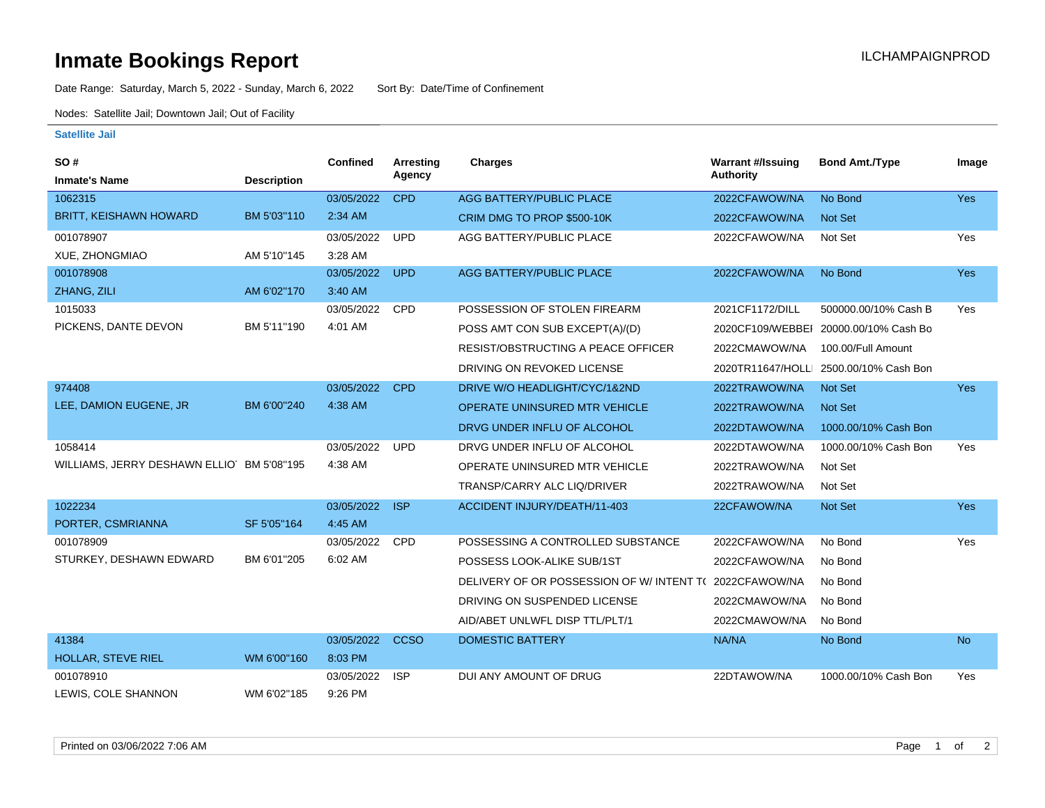# Inmate Bookings Report

ILCHAMPAIGNPROD

Date Range: Saturday, March 5, 2022 - Sunday, March 6, 2022    Sort By: Date/Time of Confinement

Nodes: Satellite Jail; Downtown Jail; Out of Facility

### Satellite Jail

| SO # / Inmate's Name | Description | Confined | Arresting Agency | Charges | Warrant #/Issuing Authority | Bond Amt./Type | Image |
|---|---|---|---|---|---|---|---|
| 1062315 | | 03/05/2022 | CPD | AGG BATTERY/PUBLIC PLACE | 2022CFAWOW/NA | No Bond | Yes |
| BRITT, KEISHAWN HOWARD | BM 5'03"110 | 2:34 AM | | CRIM DMG TO PROP $500-10K | 2022CFAWOW/NA | Not Set | |
| 001078907 | | 03/05/2022 | UPD | AGG BATTERY/PUBLIC PLACE | 2022CFAWOW/NA | Not Set | Yes |
| XUE, ZHONGMIAO | AM 5'10"145 | 3:28 AM | | | | | |
| 001078908 | | 03/05/2022 | UPD | AGG BATTERY/PUBLIC PLACE | 2022CFAWOW/NA | No Bond | Yes |
| ZHANG, ZILI | AM 6'02"170 | 3:40 AM | | | | | |
| 1015033 | | 03/05/2022 | CPD | POSSESSION OF STOLEN FIREARM | 2021CF1172/DILL | 500000.00/10% Cash B | Yes |
| PICKENS, DANTE DEVON | BM 5'11"190 | 4:01 AM | | POSS AMT CON SUB EXCEPT(A)/(D) | 2020CF109/WEBBEI | 20000.00/10% Cash Bo | |
| | | | | RESIST/OBSTRUCTING A PEACE OFFICER | 2022CMAWOW/NA | 100.00/Full Amount | |
| | | | | DRIVING ON REVOKED LICENSE | 2020TR11647/HOLLI | 2500.00/10% Cash Bon | |
| 974408 | | 03/05/2022 | CPD | DRIVE W/O HEADLIGHT/CYC/1&2ND | 2022TRAWOW/NA | Not Set | Yes |
| LEE, DAMION EUGENE, JR | BM 6'00"240 | 4:38 AM | | OPERATE UNINSURED MTR VEHICLE | 2022TRAWOW/NA | Not Set | |
| | | | | DRVG UNDER INFLU OF ALCOHOL | 2022DTAWOW/NA | 1000.00/10% Cash Bon | |
| 1058414 | | 03/05/2022 | UPD | DRVG UNDER INFLU OF ALCOHOL | 2022DTAWOW/NA | 1000.00/10% Cash Bon | Yes |
| WILLIAMS, JERRY DESHAWN ELLIO | BM 5'08"195 | 4:38 AM | | OPERATE UNINSURED MTR VEHICLE | 2022TRAWOW/NA | Not Set | |
| | | | | TRANSP/CARRY ALC LIQ/DRIVER | 2022TRAWOW/NA | Not Set | |
| 1022234 | | 03/05/2022 | ISP | ACCIDENT INJURY/DEATH/11-403 | 22CFAWOW/NA | Not Set | Yes |
| PORTER, CSMRIANNA | SF 5'05"164 | 4:45 AM | | | | | |
| 001078909 | | 03/05/2022 | CPD | POSSESSING A CONTROLLED SUBSTANCE | 2022CFAWOW/NA | No Bond | Yes |
| STURKEY, DESHAWN EDWARD | BM 6'01"205 | 6:02 AM | | POSSESS LOOK-ALIKE SUB/1ST | 2022CFAWOW/NA | No Bond | |
| | | | | DELIVERY OF OR POSSESSION OF W/ INTENT T( | 2022CFAWOW/NA | No Bond | |
| | | | | DRIVING ON SUSPENDED LICENSE | 2022CMAWOW/NA | No Bond | |
| | | | | AID/ABET UNLWFL DISP TTL/PLT/1 | 2022CMAWOW/NA | No Bond | |
| 41384 | | 03/05/2022 | CCSO | DOMESTIC BATTERY | NA/NA | No Bond | No |
| HOLLAR, STEVE RIEL | WM 6'00"160 | 8:03 PM | | | | | |
| 001078910 | | 03/05/2022 | ISP | DUI ANY AMOUNT OF DRUG | 22DTAWOW/NA | 1000.00/10% Cash Bon | Yes |
| LEWIS, COLE SHANNON | WM 6'02"185 | 9:26 PM | | | | | |

Printed on 03/06/2022 7:06 AM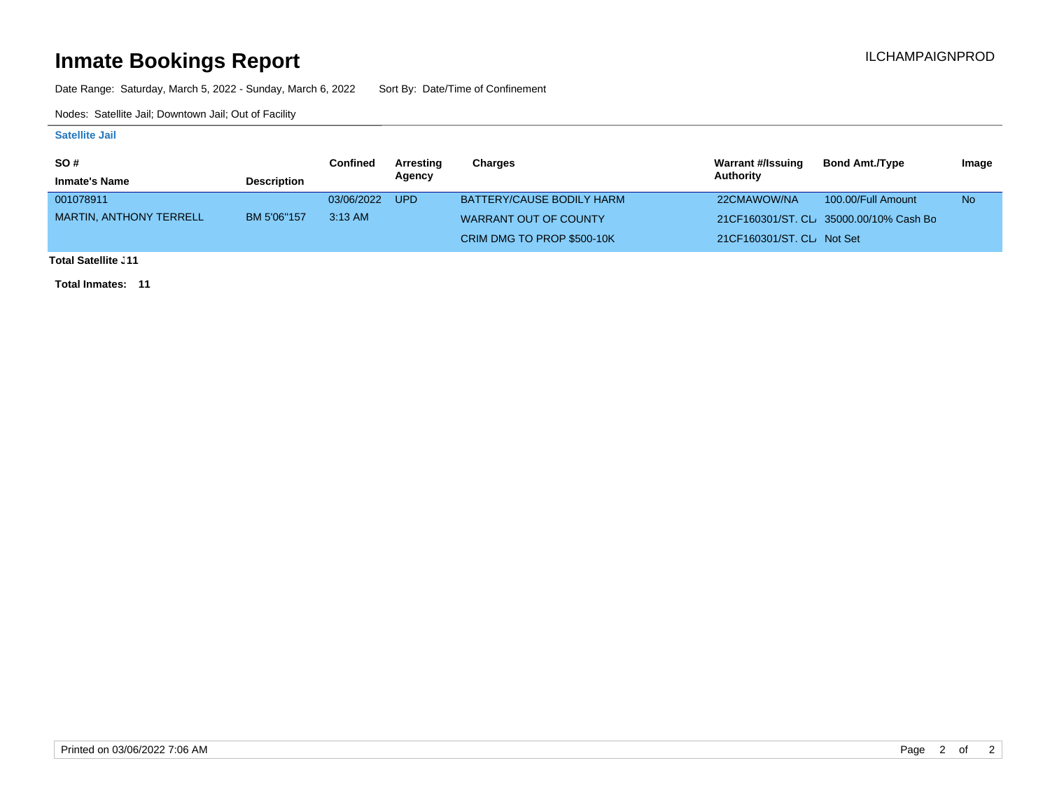# Inmate Bookings Report

ILCHAMPAIGNPROD

Date Range: Saturday, March 5, 2022 - Sunday, March 6, 2022 Sort By: Date/Time of Confinement

Nodes: Satellite Jail; Downtown Jail; Out of Facility

### Satellite Jail

| SO # / Inmate's Name | Description | Confined | Arresting Agency | Charges | Warrant #/Issuing Authority | Bond Amt./Type | Image |
|---|---|---|---|---|---|---|---|
| 001078911 MARTIN, ANTHONY TERRELL | BM 5'06"157 | 03/06/2022 3:13 AM | UPD | BATTERY/CAUSE BODILY HARM | 22CMAWOW/NA | 100.00/Full Amount | No |
| | | | | WARRANT OUT OF COUNTY | 21CF160301/ST. CL/ | 35000.00/10% Cash Bo | |
| | | | | CRIM DMG TO PROP $500-10K | 21CF160301/ST. CL/ | Not Set | |

**Total Satellite J 11**

**Total Inmates: 11**

Printed on 03/06/2022 7:06 AM